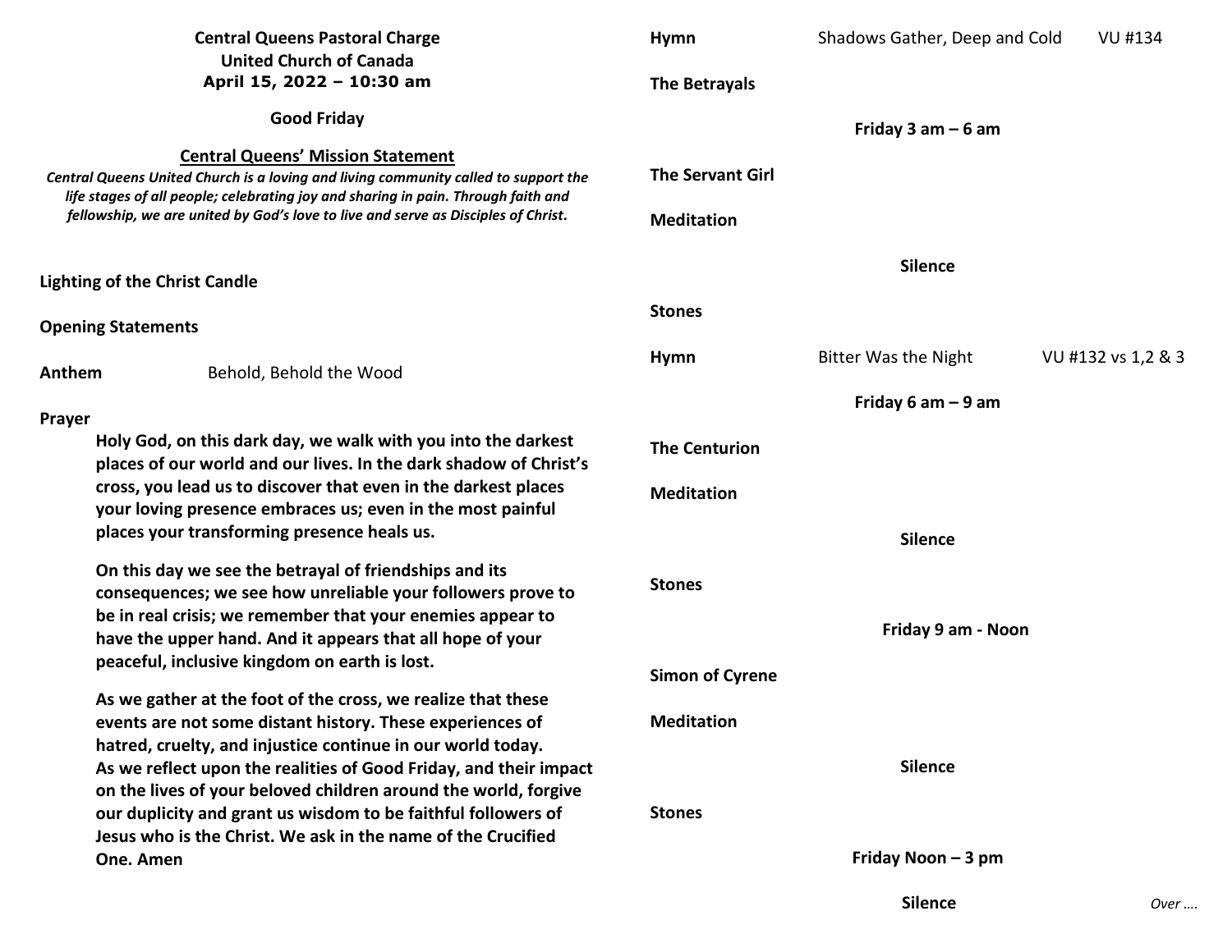**Central Queens Pastoral Charge**
**United Church of Canada**
**April 15, 2022 – 10:30 am**

**Good Friday**

## Central Queens' Mission Statement

***Central Queens United Church is a loving and living community called to support the life stages of all people; celebrating joy and sharing in pain. Through faith and fellowship, we are united by God's love to live and serve as Disciples of Christ.***

**Lighting of the Christ Candle**

**Opening Statements**

**Anthem** Behold, Behold the Wood

**Prayer**

**Holy God, on this dark day, we walk with you into the darkest places of our world and our lives. In the dark shadow of Christ's cross, you lead us to discover that even in the darkest places your loving presence embraces us; even in the most painful places your transforming presence heals us.**

**On this day we see the betrayal of friendships and its consequences; we see how unreliable your followers prove to be in real crisis; we remember that your enemies appear to have the upper hand. And it appears that all hope of your peaceful, inclusive kingdom on earth is lost.**

**As we gather at the foot of the cross, we realize that these events are not some distant history. These experiences of hatred, cruelty, and injustice continue in our world today. As we reflect upon the realities of Good Friday, and their impact on the lives of your beloved children around the world, forgive our duplicity and grant us wisdom to be faithful followers of Jesus who is the Christ. We ask in the name of the Crucified One. Amen**

**Hymn** Shadows Gather, Deep and Cold VU #134

**The Betrayals**

**Friday 3 am – 6 am**

**The Servant Girl**

**Meditation**

**Silence**

**Stones**

**Hymn** Bitter Was the Night VU #132 vs 1,2 & 3

**Friday 6 am – 9 am**

**The Centurion**

**Meditation**

**Silence**

**Stones**

**Friday 9 am - Noon**

**Simon of Cyrene**

**Meditation**

**Silence**

**Stones**

**Friday Noon – 3 pm**

**Silence**

*Over ….*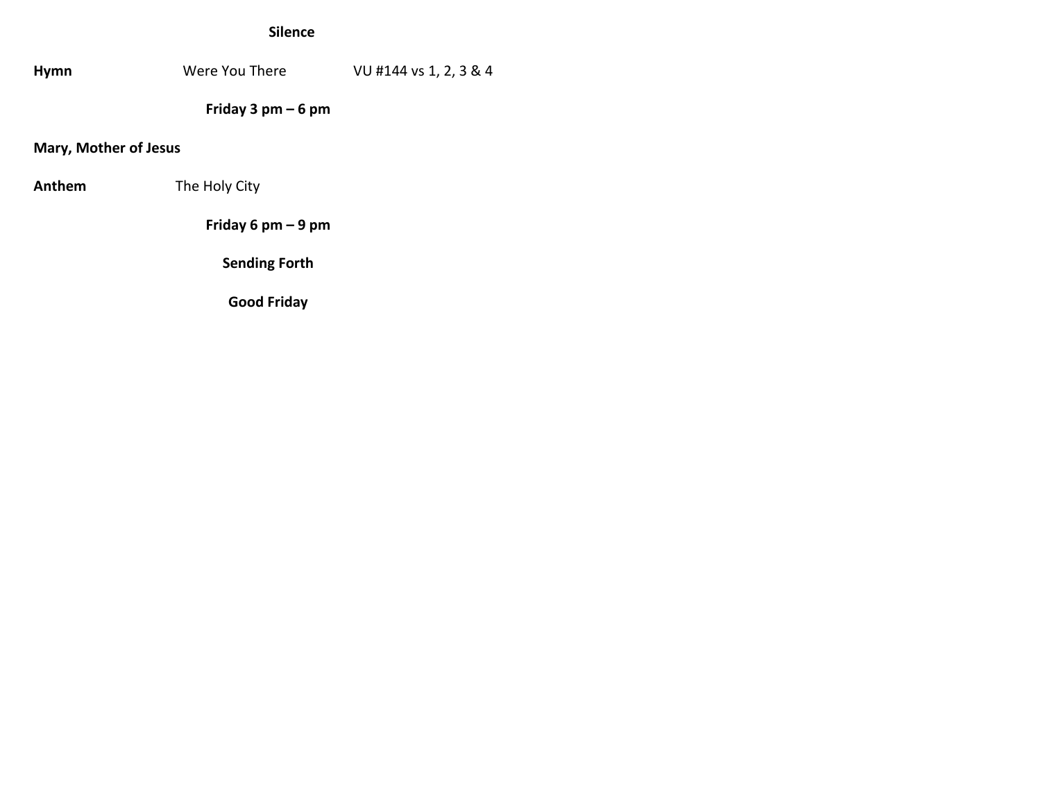**Silence**

**Hymn** Were You There VU #144 vs 1, 2, 3 & 4

**Friday 3 pm – 6 pm**

**Mary, Mother of Jesus**

**Anthem** The Holy City

**Friday 6 pm – 9 pm**

**Sending Forth**

**Good Friday**